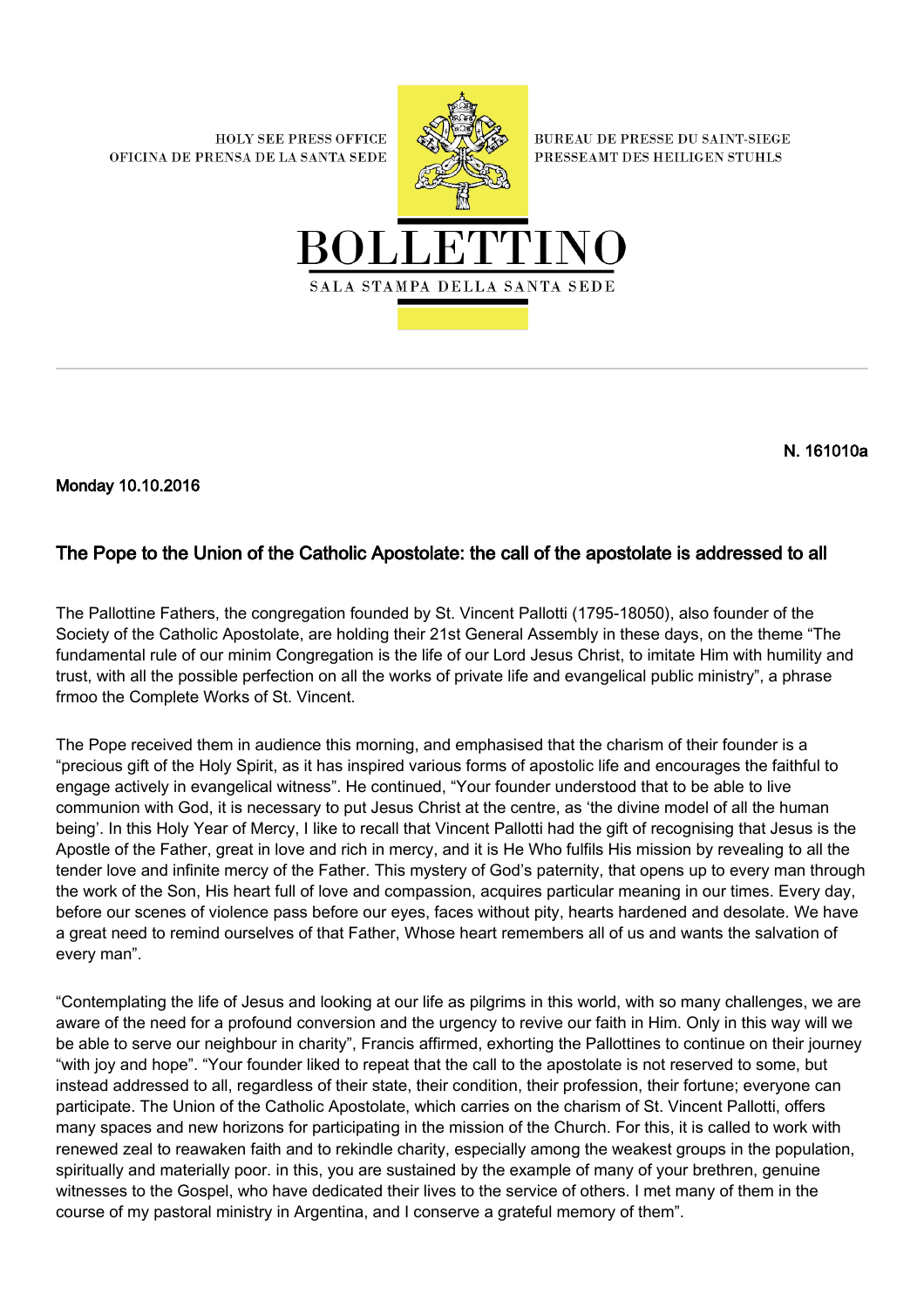HOLY SEE PRESS OFFICE
OFICINA DE PRENSA DE LA SANTA SEDE

BUREAU DE PRESSE DU SAINT-SIEGE
PRESSEAMT DES HEILIGEN STUHLS

# BOLLETTINO

SALA STAMPA DELLA SANTA SEDE

**N. 161010a**

**Monday 10.10.2016**

## The Pope to the Union of the Catholic Apostolate: the call of the apostolate is addressed to all

The Pallottine Fathers, the congregation founded by St. Vincent Pallotti (1795-18050), also founder of the Society of the Catholic Apostolate, are holding their 21st General Assembly in these days, on the theme "The fundamental rule of our minim Congregation is the life of our Lord Jesus Christ, to imitate Him with humility and trust, with all the possible perfection on all the works of private life and evangelical public ministry", a phrase frmoo the Complete Works of St. Vincent.

The Pope received them in audience this morning, and emphasised that the charism of their founder is a "precious gift of the Holy Spirit, as it has inspired various forms of apostolic life and encourages the faithful to engage actively in evangelical witness". He continued, "Your founder understood that to be able to live communion with God, it is necessary to put Jesus Christ at the centre, as 'the divine model of all the human being'. In this Holy Year of Mercy, I like to recall that Vincent Pallotti had the gift of recognising that Jesus is the Apostle of the Father, great in love and rich in mercy, and it is He Who fulfils His mission by revealing to all the tender love and infinite mercy of the Father. This mystery of God's paternity, that opens up to every man through the work of the Son, His heart full of love and compassion, acquires particular meaning in our times. Every day, before our scenes of violence pass before our eyes, faces without pity, hearts hardened and desolate. We have a great need to remind ourselves of that Father, Whose heart remembers all of us and wants the salvation of every man".

"Contemplating the life of Jesus and looking at our life as pilgrims in this world, with so many challenges, we are aware of the need for a profound conversion and the urgency to revive our faith in Him. Only in this way will we be able to serve our neighbour in charity", Francis affirmed, exhorting the Pallottines to continue on their journey "with joy and hope". "Your founder liked to repeat that the call to the apostolate is not reserved to some, but instead addressed to all, regardless of their state, their condition, their profession, their fortune; everyone can participate. The Union of the Catholic Apostolate, which carries on the charism of St. Vincent Pallotti, offers many spaces and new horizons for participating in the mission of the Church. For this, it is called to work with renewed zeal to reawaken faith and to rekindle charity, especially among the weakest groups in the population, spiritually and materially poor. in this, you are sustained by the example of many of your brethren, genuine witnesses to the Gospel, who have dedicated their lives to the service of others. I met many of them in the course of my pastoral ministry in Argentina, and I conserve a grateful memory of them".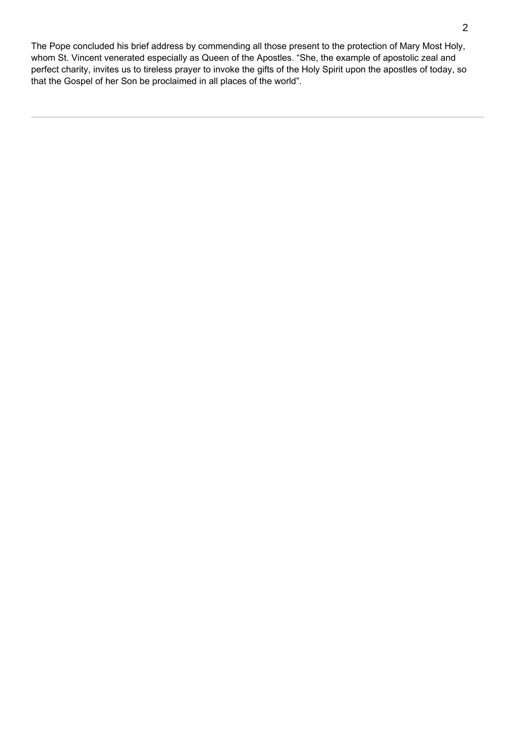The Pope concluded his brief address by commending all those present to the protection of Mary Most Holy, whom St. Vincent venerated especially as Queen of the Apostles. “She, the example of apostolic zeal and perfect charity, invites us to tireless prayer to invoke the gifts of the Holy Spirit upon the apostles of today, so that the Gospel of her Son be proclaimed in all places of the world”.